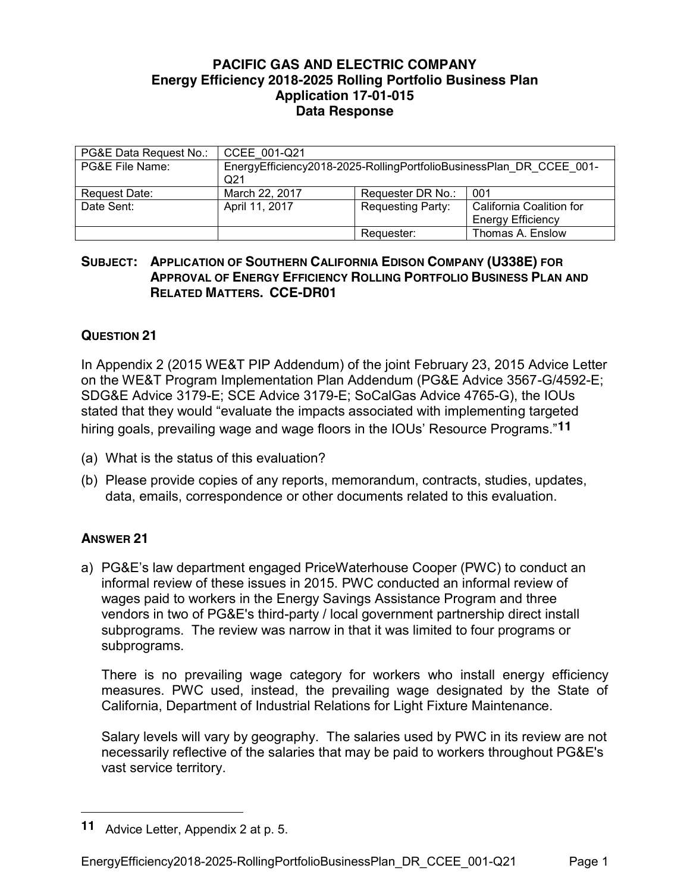# PACIFIC GAS AND ELECTRIC COMPANY
## Energy Efficiency 2018-2025 Rolling Portfolio Business Plan
## Application 17-01-015
## Data Response

| PG&E Data Request No.: | CCEE_001-Q21 | | |
|---|---|---|---|
| PG&E File Name: | EnergyEfficiency2018-2025-RollingPortfolioBusinessPlan_DR_CCEE_001-Q21 | | |
| Request Date: | March 22, 2017 | Requester DR No.: | 001 |
| Date Sent: | April 11, 2017 | Requesting Party: | California Coalition for Energy Efficiency |
| | | Requester: | Thomas A. Enslow |

**SUBJECT: APPLICATION OF SOUTHERN CALIFORNIA EDISON COMPANY (U338E) FOR APPROVAL OF ENERGY EFFICIENCY ROLLING PORTFOLIO BUSINESS PLAN AND RELATED MATTERS. CCE-DR01**

### QUESTION 21

In Appendix 2 (2015 WE&T PIP Addendum) of the joint February 23, 2015 Advice Letter on the WE&T Program Implementation Plan Addendum (PG&E Advice 3567-G/4592-E; SDG&E Advice 3179-E; SCE Advice 3179-E; SoCalGas Advice 4765-G), the IOUs stated that they would "evaluate the impacts associated with implementing targeted hiring goals, prevailing wage and wage floors in the IOUs' Resource Programs."[11]

(a) What is the status of this evaluation?

(b) Please provide copies of any reports, memorandum, contracts, studies, updates, data, emails, correspondence or other documents related to this evaluation.

### ANSWER 21

a) PG&E's law department engaged PriceWaterhouse Cooper (PWC) to conduct an informal review of these issues in 2015. PWC conducted an informal review of wages paid to workers in the Energy Savings Assistance Program and three vendors in two of PG&E's third-party / local government partnership direct install subprograms. The review was narrow in that it was limited to four programs or subprograms.

   There is no prevailing wage category for workers who install energy efficiency measures. PWC used, instead, the prevailing wage designated by the State of California, Department of Industrial Relations for Light Fixture Maintenance.

   Salary levels will vary by geography. The salaries used by PWC in its review are not necessarily reflective of the salaries that may be paid to workers throughout PG&E's vast service territory.

---

[11] Advice Letter, Appendix 2 at p. 5.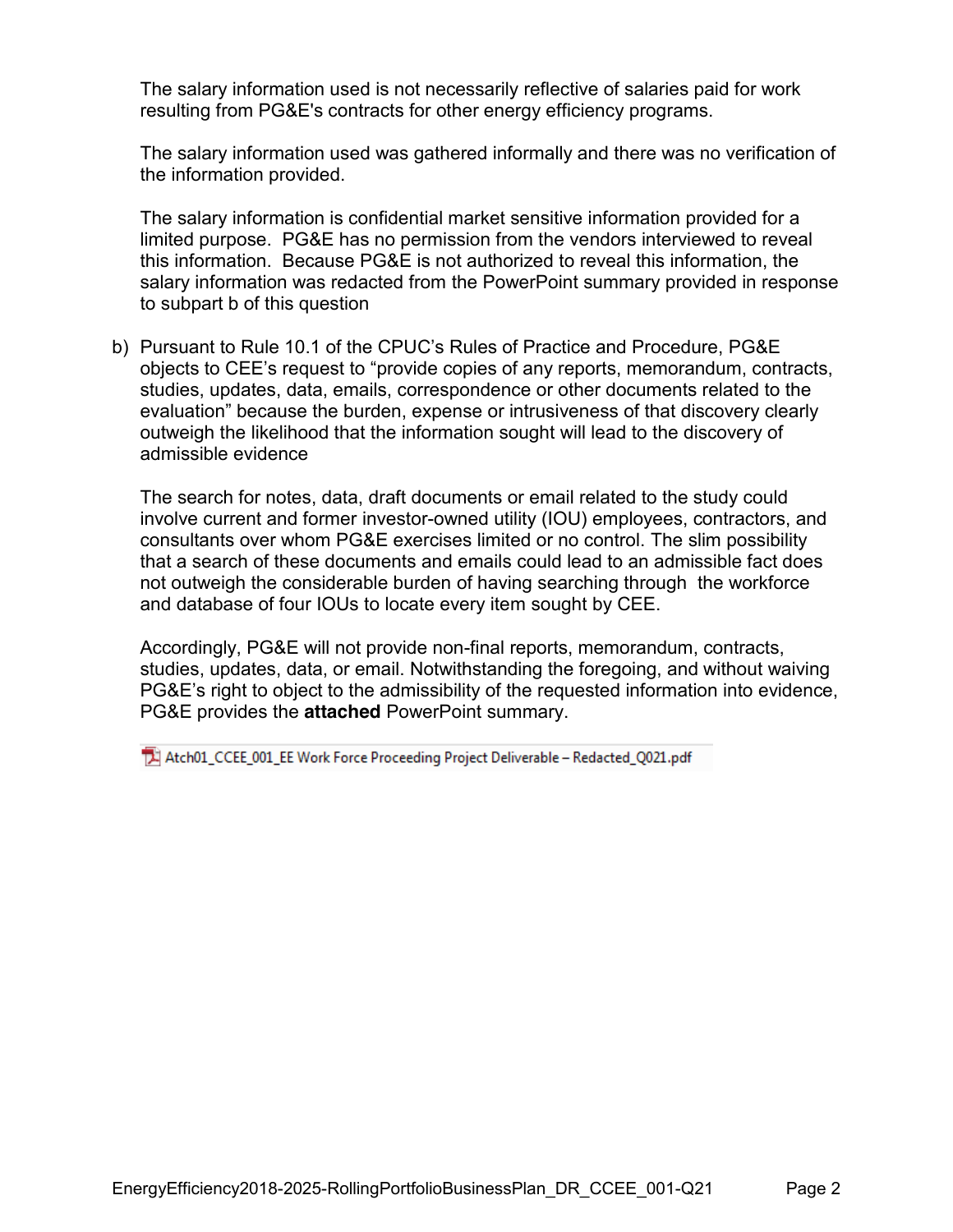The salary information used is not necessarily reflective of salaries paid for work resulting from PG&E's contracts for other energy efficiency programs.

The salary information used was gathered informally and there was no verification of the information provided.

The salary information is confidential market sensitive information provided for a limited purpose. PG&E has no permission from the vendors interviewed to reveal this information. Because PG&E is not authorized to reveal this information, the salary information was redacted from the PowerPoint summary provided in response to subpart b of this question

b) Pursuant to Rule 10.1 of the CPUC's Rules of Practice and Procedure, PG&E objects to CEE's request to "provide copies of any reports, memorandum, contracts, studies, updates, data, emails, correspondence or other documents related to the evaluation" because the burden, expense or intrusiveness of that discovery clearly outweigh the likelihood that the information sought will lead to the discovery of admissible evidence

   The search for notes, data, draft documents or email related to the study could involve current and former investor-owned utility (IOU) employees, contractors, and consultants over whom PG&E exercises limited or no control. The slim possibility that a search of these documents and emails could lead to an admissible fact does not outweigh the considerable burden of having searching through the workforce and database of four IOUs to locate every item sought by CEE.

   Accordingly, PG&E will not provide non-final reports, memorandum, contracts, studies, updates, data, or email. Notwithstanding the foregoing, and without waiving PG&E's right to object to the admissibility of the requested information into evidence, PG&E provides the **attached** PowerPoint summary.

   Atch01_CCEE_001_EE Work Force Proceeding Project Deliverable – Redacted_Q021.pdf